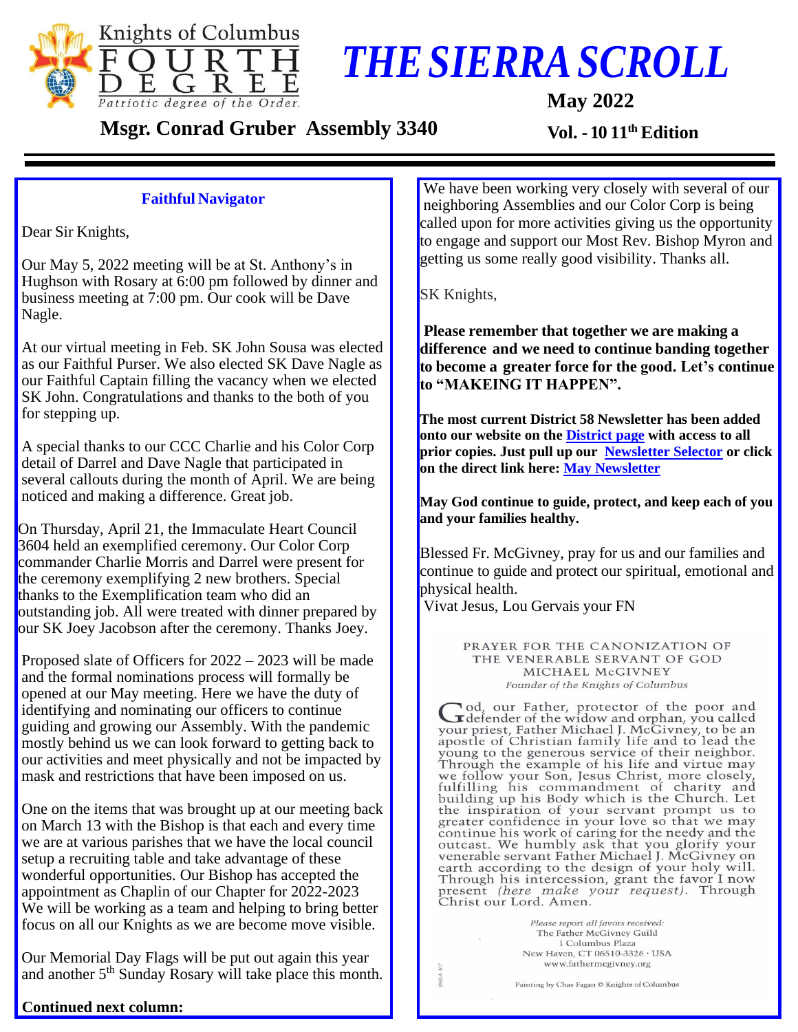Knights of Columbus FOURTH DEGREE
*Patriotic degree of the Order.*

# *THE SIERRA SCROLL*

**May 2022**

**Msgr. Conrad Gruber Assembly 3340**

**Vol. - 10 11th Edition**

---

## Faithful Navigator

Dear Sir Knights,

Our May 5, 2022 meeting will be at St. Anthony's in Hughson with Rosary at 6:00 pm followed by dinner and business meeting at 7:00 pm. Our cook will be Dave Nagle.

At our virtual meeting in Feb. SK John Sousa was elected as our Faithful Purser. We also elected SK Dave Nagle as our Faithful Captain filling the vacancy when we elected SK John. Congratulations and thanks to the both of you for stepping up.

A special thanks to our CCC Charlie and his Color Corp detail of Darrel and Dave Nagle that participated in several callouts during the month of April. We are being noticed and making a difference. Great job.

On Thursday, April 21, the Immaculate Heart Council 3604 held an exemplified ceremony. Our Color Corp commander Charlie Morris and Darrel were present for the ceremony exemplifying 2 new brothers. Special thanks to the Exemplification team who did an outstanding job. All were treated with dinner prepared by our SK Joey Jacobson after the ceremony. Thanks Joey.

Proposed slate of Officers for 2022 – 2023 will be made and the formal nominations process will formally be opened at our May meeting. Here we have the duty of identifying and nominating our officers to continue guiding and growing our Assembly. With the pandemic mostly behind us we can look forward to getting back to our activities and meet physically and not be impacted by mask and restrictions that have been imposed on us.

One on the items that was brought up at our meeting back on March 13 with the Bishop is that each and every time we are at various parishes that we have the local council setup a recruiting table and take advantage of these wonderful opportunities. Our Bishop has accepted the appointment as Chaplin of our Chapter for 2022-2023 We will be working as a team and helping to bring better focus on all our Knights as we are become move visible.

Our Memorial Day Flags will be put out again this year and another 5th Sunday Rosary will take place this month.

**Continued next column:**

We have been working very closely with several of our neighboring Assemblies and our Color Corp is being called upon for more activities giving us the opportunity to engage and support our Most Rev. Bishop Myron and getting us some really good visibility. Thanks all.

SK Knights,

**Please remember that together we are making a difference and we need to continue banding together to become a greater force for the good. Let's continue to "MAKEING IT HAPPEN".**

**The most current District 58 Newsletter has been added onto our website on the District page with access to all prior copies. Just pull up our Newsletter Selector or click on the direct link here: May Newsletter**

**May God continue to guide, protect, and keep each of you and your families healthy.**

Blessed Fr. McGivney, pray for us and our families and continue to guide and protect our spiritual, emotional and physical health.

Vivat Jesus, Lou Gervais your FN

PRAYER FOR THE CANONIZATION OF THE VENERABLE SERVANT OF GOD MICHAEL McGIVNEY

*Founder of the Knights of Columbus*

God, our Father, protector of the poor and defender of the widow and orphan, you called your priest, Father Michael J. McGivney, to be an apostle of Christian family life and to lead the young to the generous service of their neighbor. Through the example of his life and virtue may we follow your Son, Jesus Christ, more closely, fulfilling his commandment of charity and building up his Body which is the Church. Let the inspiration of your servant prompt us to greater confidence in your love so that we may continue his work of caring for the needy and the outcast. We humbly ask that you glorify your venerable servant Father Michael J. McGivney on earth according to the design of your holy will. Through his intercession, grant the favor I now present *(here make your request)*. Through Christ our Lord. Amen.

*Please report all favors received:*
The Father McGivney Guild
1 Columbus Plaza
New Haven, CT 06510-3326 · USA
www.fathermcgivney.org

Painting by Chas Fagan © Knights of Columbus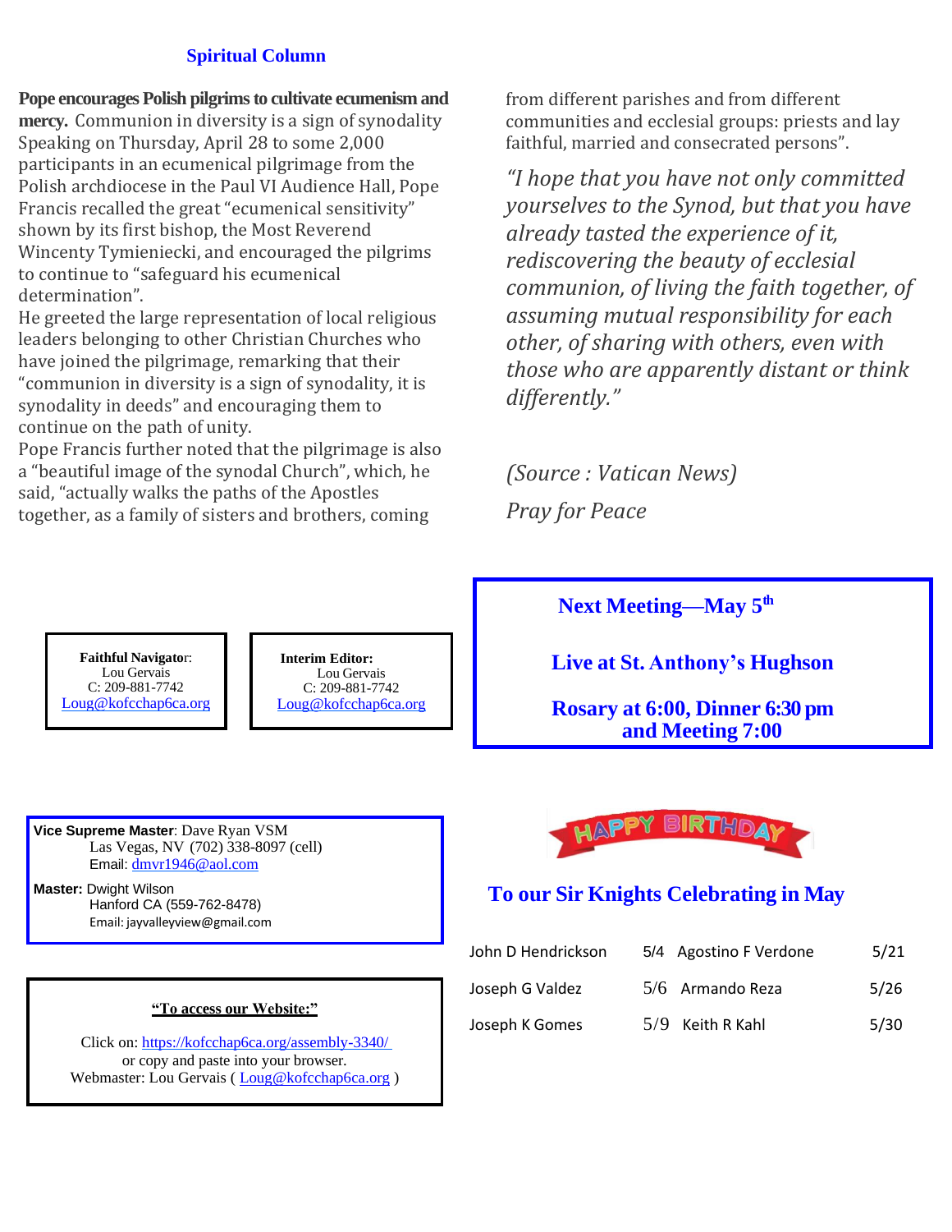## Spiritual Column

**Pope encourages Polish pilgrims to cultivate ecumenism and mercy.** Communion in diversity is a sign of synodality Speaking on Thursday, April 28 to some 2,000 participants in an ecumenical pilgrimage from the Polish archdiocese in the Paul VI Audience Hall, Pope Francis recalled the great "ecumenical sensitivity" shown by its first bishop, the Most Reverend Wincenty Tymieniecki, and encouraged the pilgrims to continue to "safeguard his ecumenical determination".

He greeted the large representation of local religious leaders belonging to other Christian Churches who have joined the pilgrimage, remarking that their "communion in diversity is a sign of synodality, it is synodality in deeds" and encouraging them to continue on the path of unity.

Pope Francis further noted that the pilgrimage is also a "beautiful image of the synodal Church", which, he said, "actually walks the paths of the Apostles together, as a family of sisters and brothers, coming from different parishes and from different communities and ecclesial groups: priests and lay faithful, married and consecrated persons".

*"I hope that you have not only committed yourselves to the Synod, but that you have already tasted the experience of it, rediscovering the beauty of ecclesial communion, of living the faith together, of assuming mutual responsibility for each other, of sharing with others, even with those who are apparently distant or think differently."*

*(Source : Vatican News)*

*Pray for Peace*

**Faithful Navigator:**
Lou Gervais
C: 209-881-7742
Loug@kofcchap6ca.org

**Interim Editor:**
Lou Gervais
C: 209-881-7742
Loug@kofcchap6ca.org

**Next Meeting—May 5th**

**Live at St. Anthony's Hughson**

**Rosary at 6:00, Dinner 6:30 pm and Meeting 7:00**

**Vice Supreme Master**: Dave Ryan VSM
Las Vegas, NV (702) 338-8097 (cell)
Email: dmvr1946@aol.com

**Master:** Dwight Wilson
Hanford CA (559-762-8478)
Email: jayvalleyview@gmail.com

**"To access our Website:"**

Click on: https://kofcchap6ca.org/assembly-3340/
or copy and paste into your browser.
Webmaster: Lou Gervais ( Loug@kofcchap6ca.org )

HAPPY BIRTHDAY

## To our Sir Knights Celebrating in May

| | | | |
|---|---|---|---|
| John D Hendrickson | 5/4 | Agostino F Verdone | 5/21 |
| Joseph G Valdez | 5/6 | Armando Reza | 5/26 |
| Joseph K Gomes | 5/9 | Keith R Kahl | 5/30 |